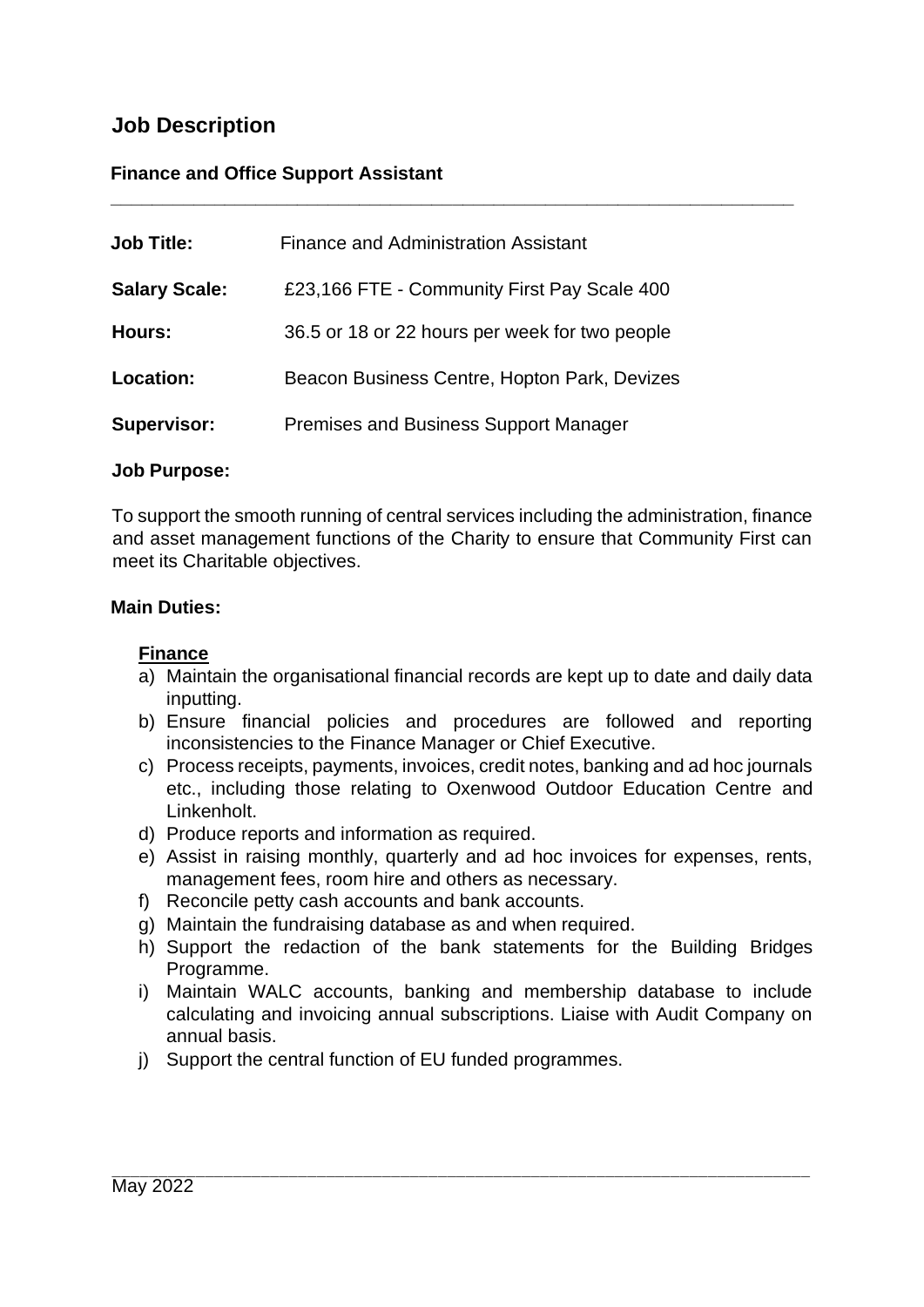# Job Description

### Finance and Office Support Assistant

---

| | |
|---|---|
| **Job Title:** | Finance and Administration Assistant |
| **Salary Scale:** | £23,166 FTE - Community First Pay Scale 400 |
| **Hours:** | 36.5 or 18 or 22 hours per week for two people |
| **Location:** | Beacon Business Centre, Hopton Park, Devizes |
| **Supervisor:** | Premises and Business Support Manager |

**Job Purpose:**

To support the smooth running of central services including the administration, finance and asset management functions of the Charity to ensure that Community First can meet its Charitable objectives.

**Main Duties:**

**<u>Finance</u>**

a) Maintain the organisational financial records are kept up to date and daily data inputting.
b) Ensure financial policies and procedures are followed and reporting inconsistencies to the Finance Manager or Chief Executive.
c) Process receipts, payments, invoices, credit notes, banking and ad hoc journals etc., including those relating to Oxenwood Outdoor Education Centre and Linkenholt.
d) Produce reports and information as required.
e) Assist in raising monthly, quarterly and ad hoc invoices for expenses, rents, management fees, room hire and others as necessary.
f) Reconcile petty cash accounts and bank accounts.
g) Maintain the fundraising database as and when required.
h) Support the redaction of the bank statements for the Building Bridges Programme.
i) Maintain WALC accounts, banking and membership database to include calculating and invoicing annual subscriptions. Liaise with Audit Company on annual basis.
j) Support the central function of EU funded programmes.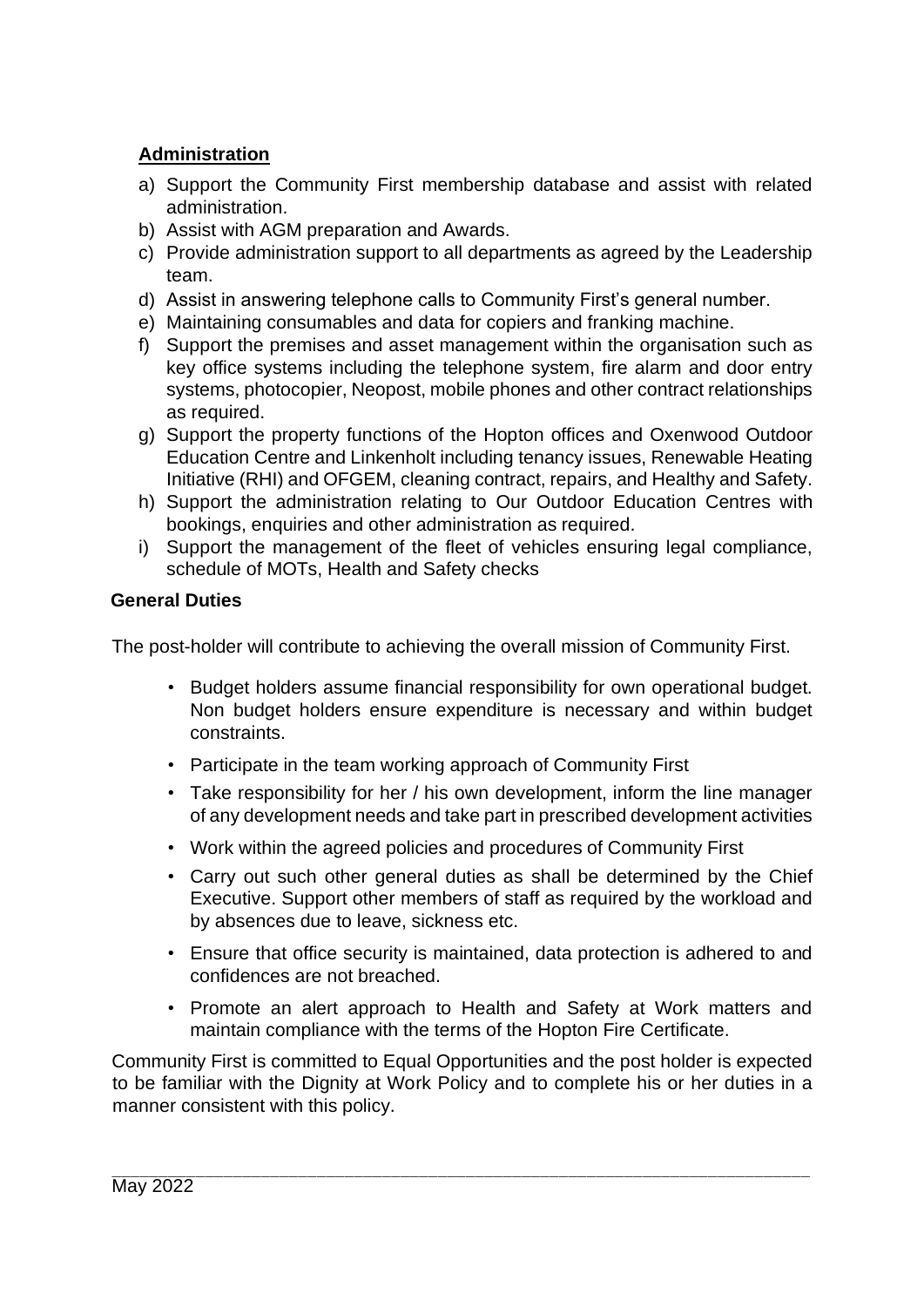## **Administration**

a) Support the Community First membership database and assist with related administration.
b) Assist with AGM preparation and Awards.
c) Provide administration support to all departments as agreed by the Leadership team.
d) Assist in answering telephone calls to Community First's general number.
e) Maintaining consumables and data for copiers and franking machine.
f) Support the premises and asset management within the organisation such as key office systems including the telephone system, fire alarm and door entry systems, photocopier, Neopost, mobile phones and other contract relationships as required.
g) Support the property functions of the Hopton offices and Oxenwood Outdoor Education Centre and Linkenholt including tenancy issues, Renewable Heating Initiative (RHI) and OFGEM, cleaning contract, repairs, and Healthy and Safety.
h) Support the administration relating to Our Outdoor Education Centres with bookings, enquiries and other administration as required.
i) Support the management of the fleet of vehicles ensuring legal compliance, schedule of MOTs, Health and Safety checks

**General Duties**

The post-holder will contribute to achieving the overall mission of Community First.

- Budget holders assume financial responsibility for own operational budget. Non budget holders ensure expenditure is necessary and within budget constraints.
- Participate in the team working approach of Community First
- Take responsibility for her / his own development, inform the line manager of any development needs and take part in prescribed development activities
- Work within the agreed policies and procedures of Community First
- Carry out such other general duties as shall be determined by the Chief Executive. Support other members of staff as required by the workload and by absences due to leave, sickness etc.
- Ensure that office security is maintained, data protection is adhered to and confidences are not breached.
- Promote an alert approach to Health and Safety at Work matters and maintain compliance with the terms of the Hopton Fire Certificate.

Community First is committed to Equal Opportunities and the post holder is expected to be familiar with the Dignity at Work Policy and to complete his or her duties in a manner consistent with this policy.

May 2022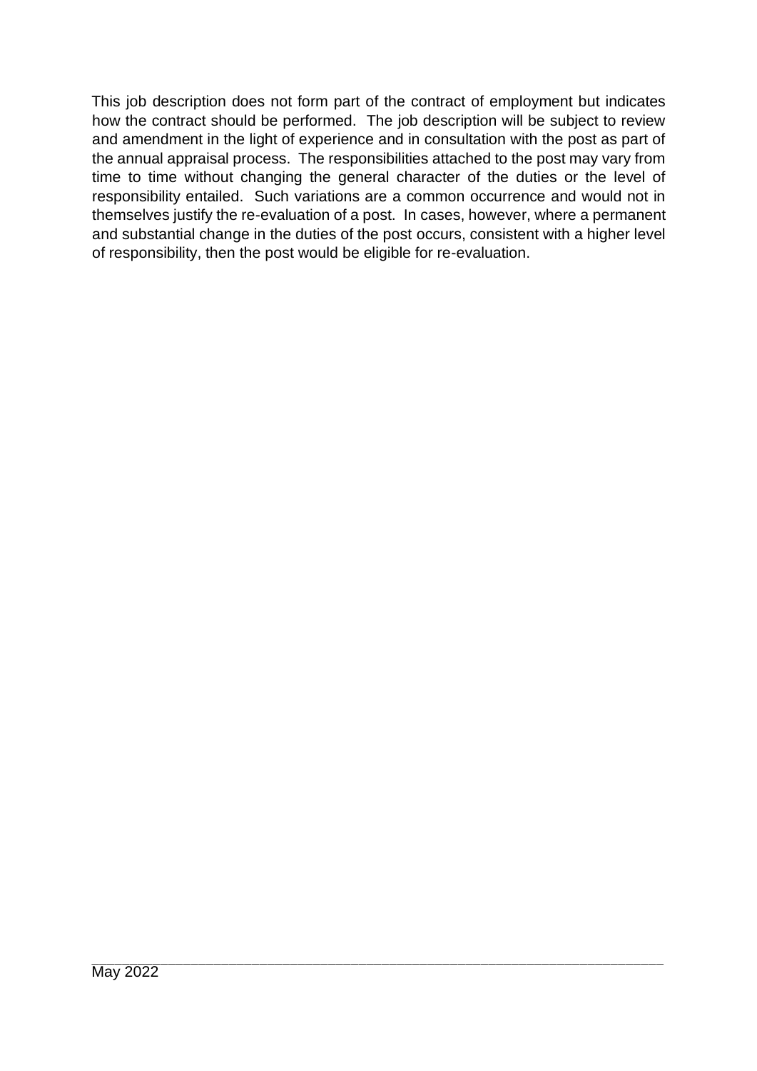This job description does not form part of the contract of employment but indicates how the contract should be performed. The job description will be subject to review and amendment in the light of experience and in consultation with the post as part of the annual appraisal process. The responsibilities attached to the post may vary from time to time without changing the general character of the duties or the level of responsibility entailed. Such variations are a common occurrence and would not in themselves justify the re-evaluation of a post. In cases, however, where a permanent and substantial change in the duties of the post occurs, consistent with a higher level of responsibility, then the post would be eligible for re-evaluation.

May 2022